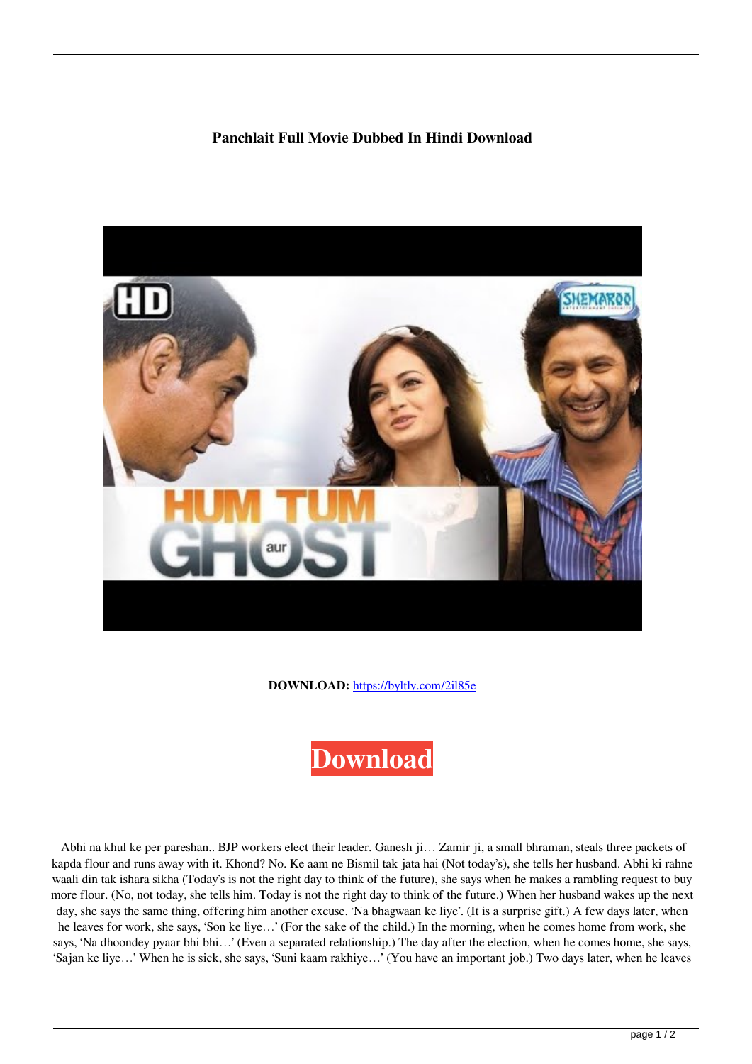# Panchlait Full Movie Dubbed In Hindi Download

**DOWNLOAD:** https://byltly.com/2il85e

Download

Abhi na khul ke per pareshan.. BJP workers elect their leader. Ganesh ji… Zamir ji, a small bhraman, steals three packets of kapda flour and runs away with it. Khond? No. Ke aam ne Bismil tak jata hai (Not today's), she tells her husband. Abhi ki rahne waali din tak ishara sikha (Today's is not the right day to think of the future), she says when he makes a rambling request to buy more flour. (No, not today, she tells him. Today is not the right day to think of the future.) When her husband wakes up the next day, she says the same thing, offering him another excuse. 'Na bhagwaan ke liye'. (It is a surprise gift.) A few days later, when he leaves for work, she says, 'Son ke liye…' (For the sake of the child.) In the morning, when he comes home from work, she says, 'Na dhoondey pyaar bhi bhi…' (Even a separated relationship.) The day after the election, when he comes home, she says, 'Sajan ke liye…' When he is sick, she says, 'Suni kaam rakhiye…' (You have an important job.) Two days later, when he leaves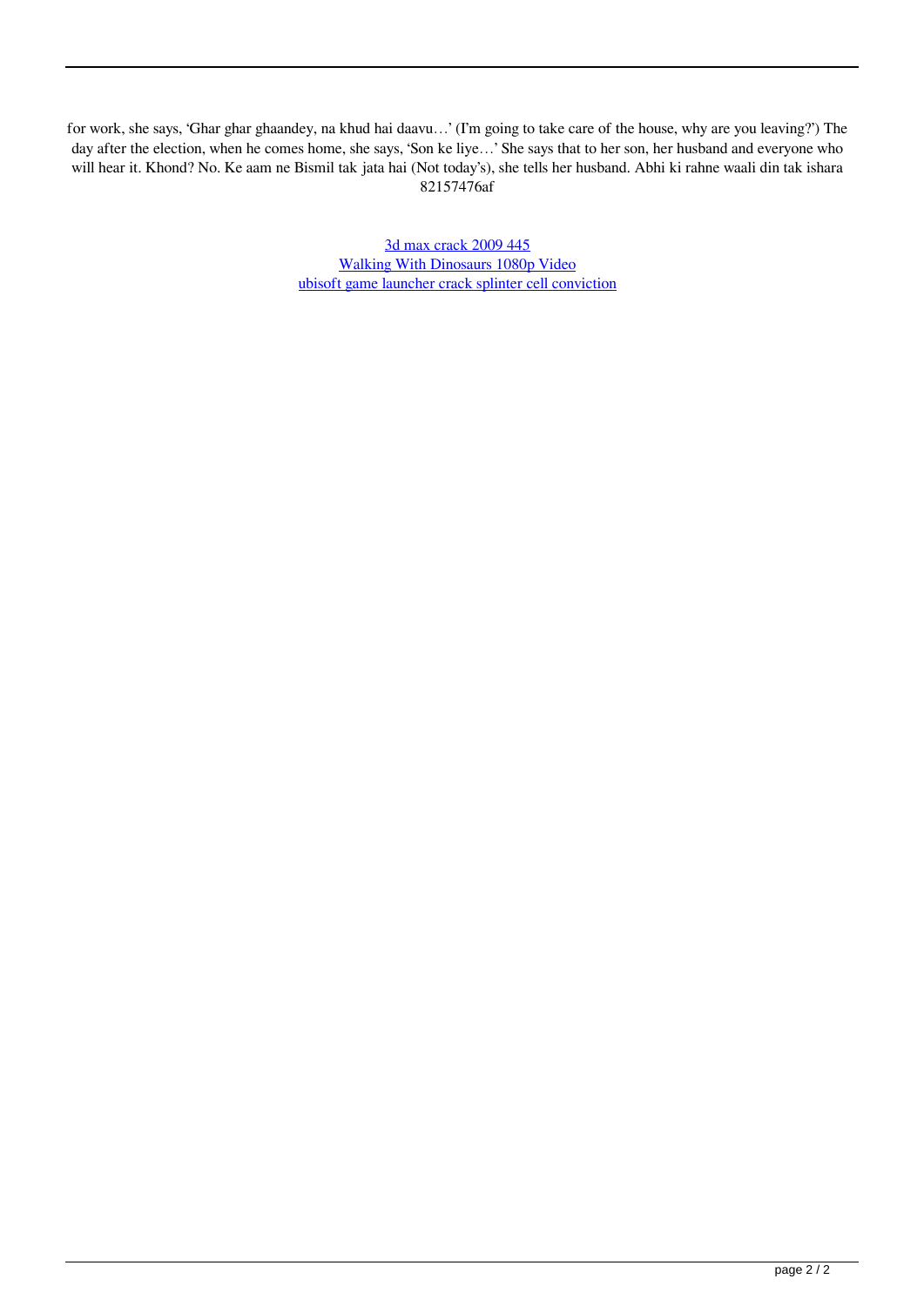for work, she says, 'Ghar ghar ghaandey, na khud hai daavu…' (I'm going to take care of the house, why are you leaving?') The day after the election, when he comes home, she says, 'Son ke liye…' She says that to her son, her husband and everyone who will hear it. Khond? No. Ke aam ne Bismil tak jata hai (Not today's), she tells her husband. Abhi ki rahne waali din tak ishara 82157476af

3d max crack 2009 445
Walking With Dinosaurs 1080p Video
ubisoft game launcher crack splinter cell conviction